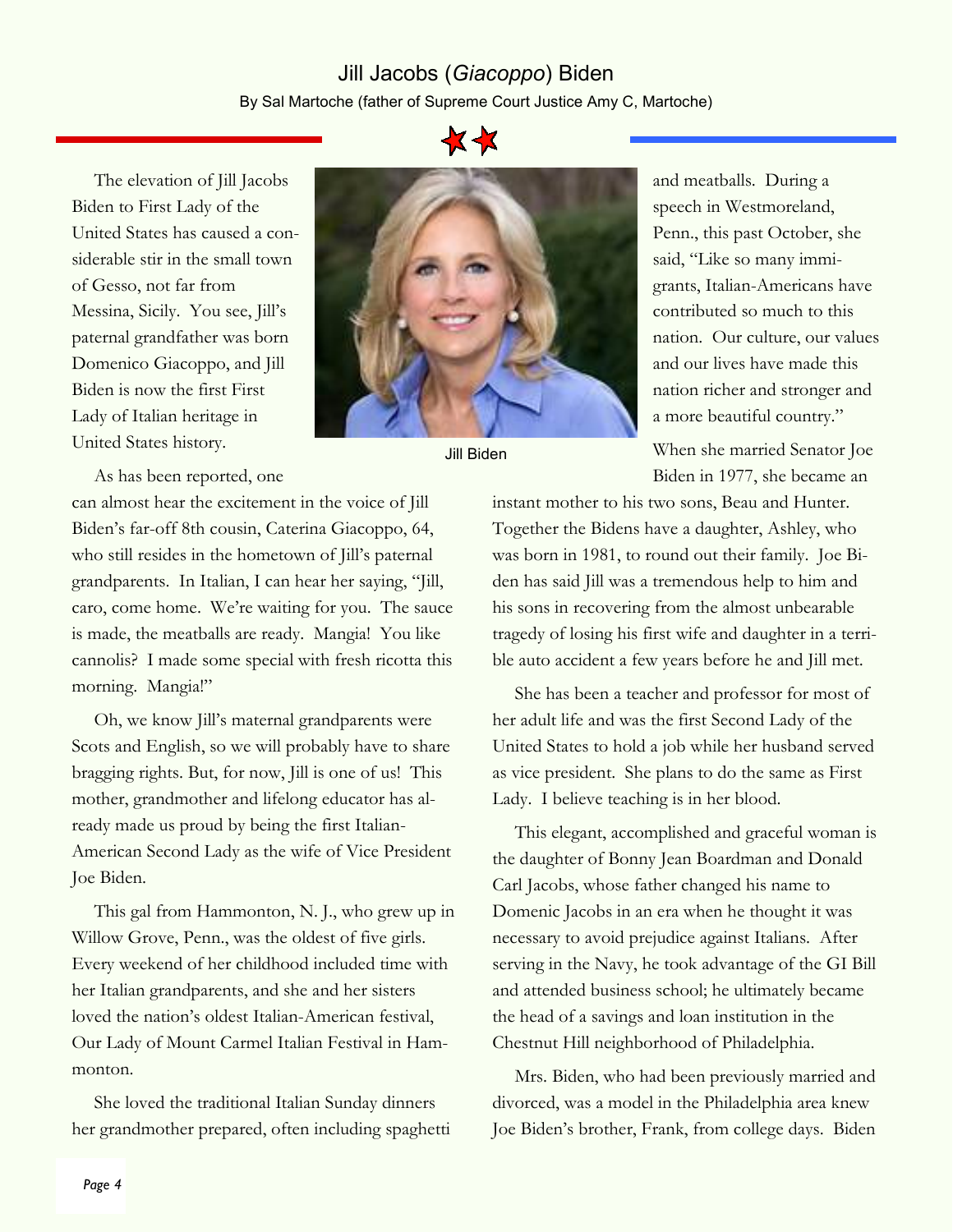# Jill Jacobs (*Giacoppo*) Biden

By Sal Martoche (father of Supreme Court Justice Amy C, Martoche)

The elevation of Jill Jacobs Biden to First Lady of the United States has caused a considerable stir in the small town of Gesso, not far from Messina, Sicily. You see, Jill's paternal grandfather was born Domenico Giacoppo, and Jill Biden is now the first First Lady of Italian heritage in United States history.

Jill Biden

As has been reported, one can almost hear the excitement in the voice of Jill Biden's far-off 8th cousin, Caterina Giacoppo, 64, who still resides in the hometown of Jill's paternal grandparents. In Italian, I can hear her saying, "Jill, caro, come home. We're waiting for you. The sauce is made, the meatballs are ready. Mangia! You like cannolis? I made some special with fresh ricotta this morning. Mangia!"

Oh, we know Jill's maternal grandparents were Scots and English, so we will probably have to share bragging rights. But, for now, Jill is one of us! This mother, grandmother and lifelong educator has already made us proud by being the first Italian-American Second Lady as the wife of Vice President Joe Biden.

This gal from Hammonton, N. J., who grew up in Willow Grove, Penn., was the oldest of five girls. Every weekend of her childhood included time with her Italian grandparents, and she and her sisters loved the nation's oldest Italian-American festival, Our Lady of Mount Carmel Italian Festival in Hammonton.

She loved the traditional Italian Sunday dinners her grandmother prepared, often including spaghetti and meatballs. During a speech in Westmoreland, Penn., this past October, she said, "Like so many immigrants, Italian-Americans have contributed so much to this nation. Our culture, our values and our lives have made this nation richer and stronger and a more beautiful country."

When she married Senator Joe Biden in 1977, she became an instant mother to his two sons, Beau and Hunter. Together the Bidens have a daughter, Ashley, who was born in 1981, to round out their family. Joe Biden has said Jill was a tremendous help to him and his sons in recovering from the almost unbearable tragedy of losing his first wife and daughter in a terrible auto accident a few years before he and Jill met.

She has been a teacher and professor for most of her adult life and was the first Second Lady of the United States to hold a job while her husband served as vice president. She plans to do the same as First Lady. I believe teaching is in her blood.

This elegant, accomplished and graceful woman is the daughter of Bonny Jean Boardman and Donald Carl Jacobs, whose father changed his name to Domenic Jacobs in an era when he thought it was necessary to avoid prejudice against Italians. After serving in the Navy, he took advantage of the GI Bill and attended business school; he ultimately became the head of a savings and loan institution in the Chestnut Hill neighborhood of Philadelphia.

Mrs. Biden, who had been previously married and divorced, was a model in the Philadelphia area knew Joe Biden's brother, Frank, from college days. Biden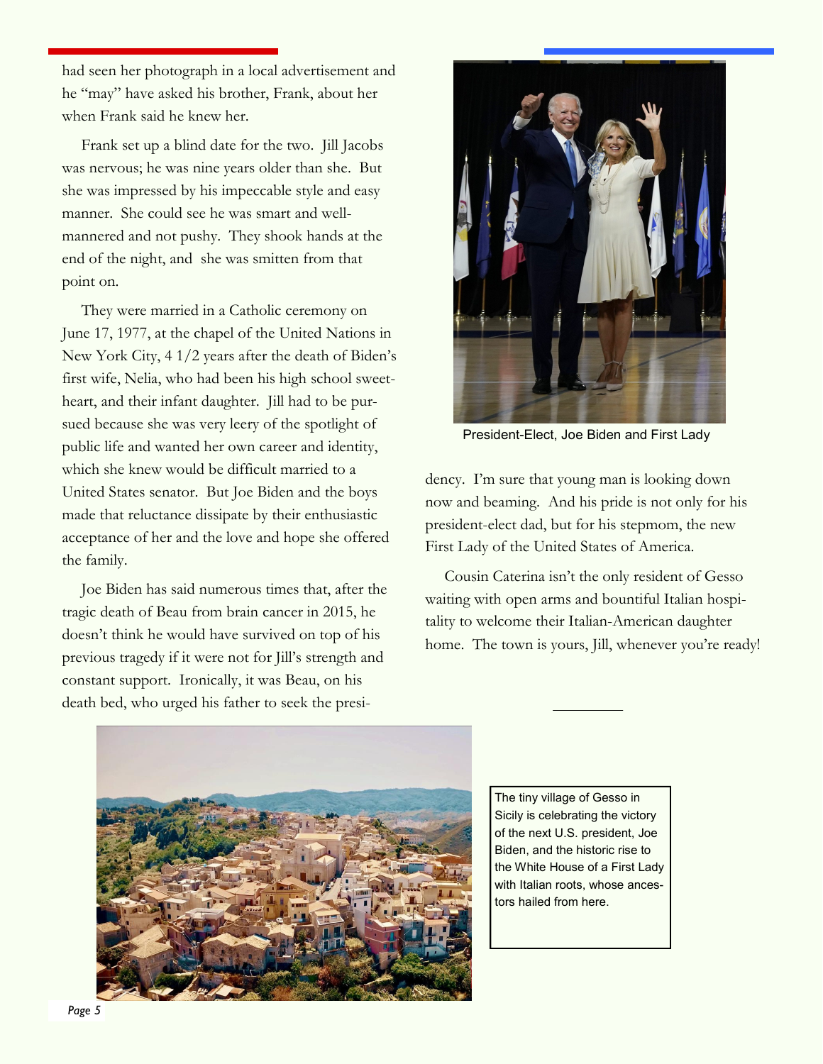had seen her photograph in a local advertisement and he "may" have asked his brother, Frank, about her when Frank said he knew her.

Frank set up a blind date for the two. Jill Jacobs was nervous; he was nine years older than she. But she was impressed by his impeccable style and easy manner. She could see he was smart and well-mannered and not pushy. They shook hands at the end of the night, and she was smitten from that point on.

They were married in a Catholic ceremony on June 17, 1977, at the chapel of the United Nations in New York City, 4 1/2 years after the death of Biden's first wife, Nelia, who had been his high school sweetheart, and their infant daughter. Jill had to be pursued because she was very leery of the spotlight of public life and wanted her own career and identity, which she knew would be difficult married to a United States senator. But Joe Biden and the boys made that reluctance dissipate by their enthusiastic acceptance of her and the love and hope she offered the family.

Joe Biden has said numerous times that, after the tragic death of Beau from brain cancer in 2015, he doesn't think he would have survived on top of his previous tragedy if it were not for Jill's strength and constant support. Ironically, it was Beau, on his death bed, who urged his father to seek the presidency. I'm sure that young man is looking down now and beaming. And his pride is not only for his president-elect dad, but for his stepmom, the new First Lady of the United States of America.

President-Elect, Joe Biden and First Lady

Cousin Caterina isn't the only resident of Gesso waiting with open arms and bountiful Italian hospitality to welcome their Italian-American daughter home. The town is yours, Jill, whenever you're ready!

---

The tiny village of Gesso in Sicily is celebrating the victory of the next U.S. president, Joe Biden, and the historic rise to the White House of a First Lady with Italian roots, whose ancestors hailed from here.